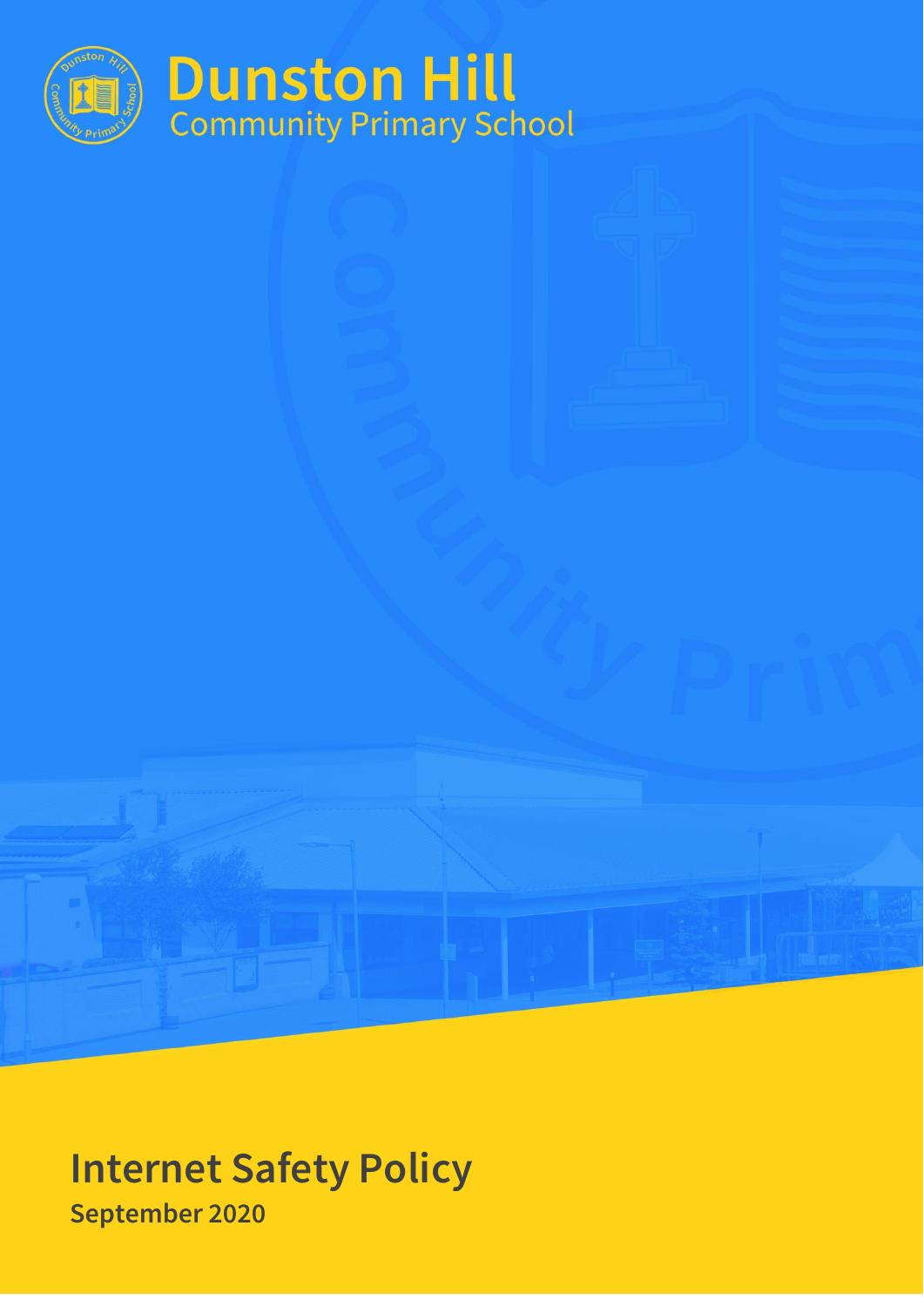# Dunston Hill
Community Primary School

# Internet Safety Policy

**September 2020**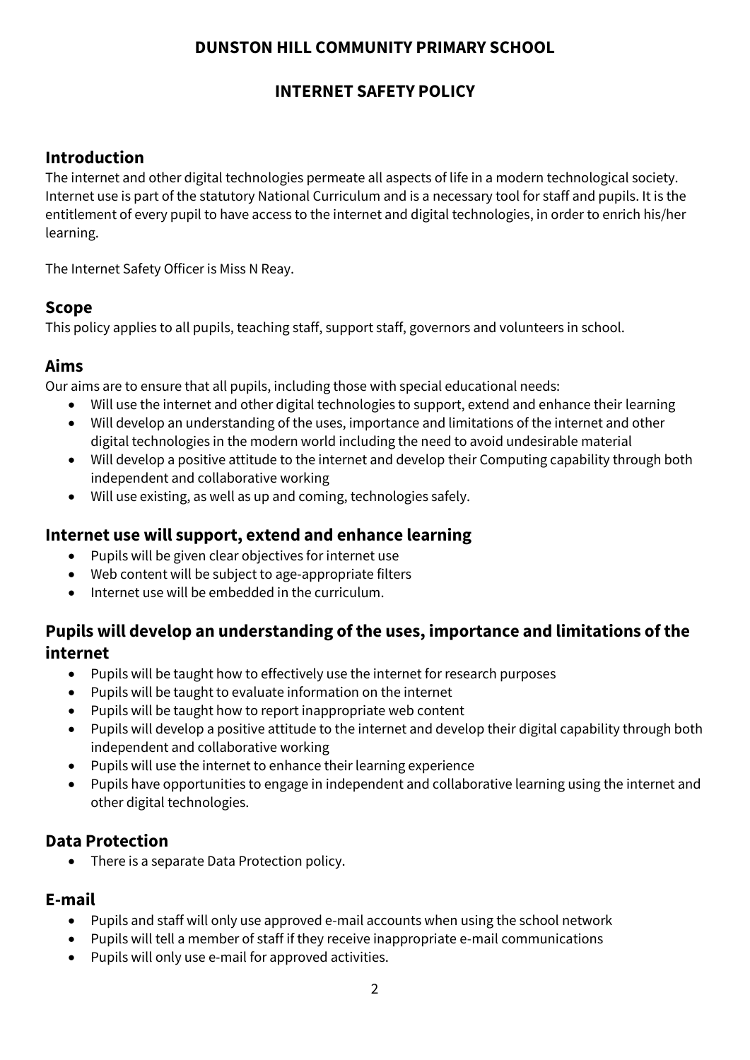**DUNSTON HILL COMMUNITY PRIMARY SCHOOL**

**INTERNET SAFETY POLICY**

## Introduction

The internet and other digital technologies permeate all aspects of life in a modern technological society. Internet use is part of the statutory National Curriculum and is a necessary tool for staff and pupils. It is the entitlement of every pupil to have access to the internet and digital technologies, in order to enrich his/her learning.

The Internet Safety Officer is Miss N Reay.

## Scope

This policy applies to all pupils, teaching staff, support staff, governors and volunteers in school.

## Aims

Our aims are to ensure that all pupils, including those with special educational needs:

- Will use the internet and other digital technologies to support, extend and enhance their learning
- Will develop an understanding of the uses, importance and limitations of the internet and other digital technologies in the modern world including the need to avoid undesirable material
- Will develop a positive attitude to the internet and develop their Computing capability through both independent and collaborative working
- Will use existing, as well as up and coming, technologies safely.

## Internet use will support, extend and enhance learning

- Pupils will be given clear objectives for internet use
- Web content will be subject to age-appropriate filters
- Internet use will be embedded in the curriculum.

## Pupils will develop an understanding of the uses, importance and limitations of the internet

- Pupils will be taught how to effectively use the internet for research purposes
- Pupils will be taught to evaluate information on the internet
- Pupils will be taught how to report inappropriate web content
- Pupils will develop a positive attitude to the internet and develop their digital capability through both independent and collaborative working
- Pupils will use the internet to enhance their learning experience
- Pupils have opportunities to engage in independent and collaborative learning using the internet and other digital technologies.

## Data Protection

- There is a separate Data Protection policy.

## E-mail

- Pupils and staff will only use approved e-mail accounts when using the school network
- Pupils will tell a member of staff if they receive inappropriate e-mail communications
- Pupils will only use e-mail for approved activities.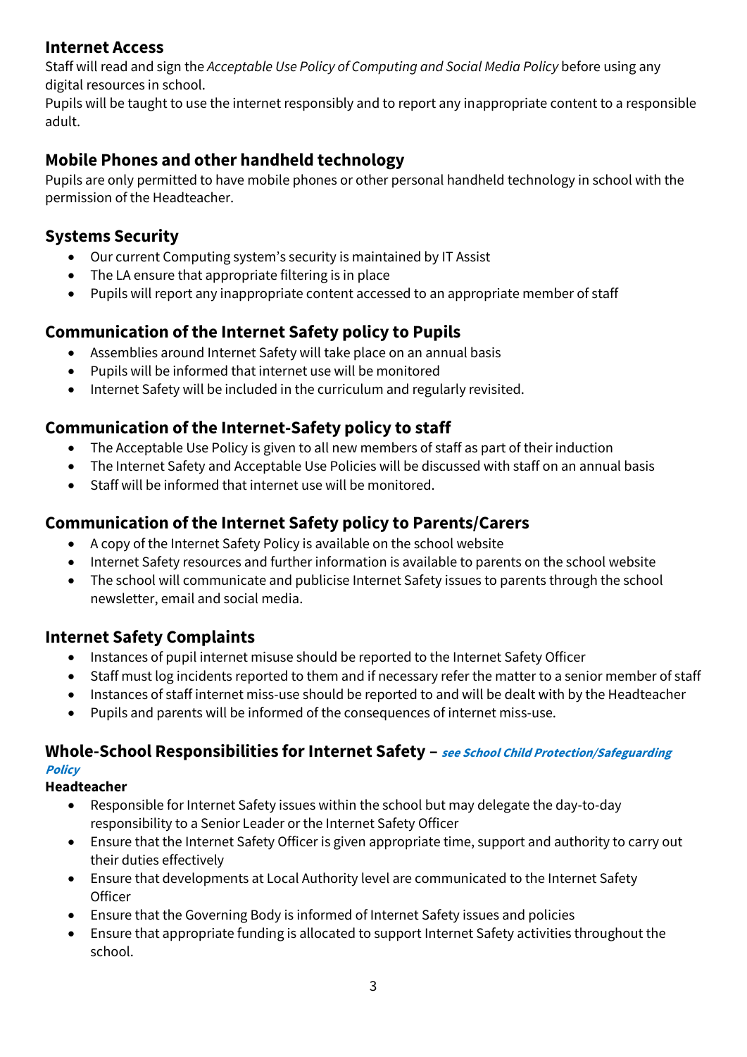## Internet Access

Staff will read and sign the *Acceptable Use Policy of Computing and Social Media Policy* before using any digital resources in school.

Pupils will be taught to use the internet responsibly and to report any inappropriate content to a responsible adult.

## Mobile Phones and other handheld technology

Pupils are only permitted to have mobile phones or other personal handheld technology in school with the permission of the Headteacher.

## Systems Security

- Our current Computing system's security is maintained by IT Assist
- The LA ensure that appropriate filtering is in place
- Pupils will report any inappropriate content accessed to an appropriate member of staff

## Communication of the Internet Safety policy to Pupils

- Assemblies around Internet Safety will take place on an annual basis
- Pupils will be informed that internet use will be monitored
- Internet Safety will be included in the curriculum and regularly revisited.

## Communication of the Internet-Safety policy to staff

- The Acceptable Use Policy is given to all new members of staff as part of their induction
- The Internet Safety and Acceptable Use Policies will be discussed with staff on an annual basis
- Staff will be informed that internet use will be monitored.

## Communication of the Internet Safety policy to Parents/Carers

- A copy of the Internet Safety Policy is available on the school website
- Internet Safety resources and further information is available to parents on the school website
- The school will communicate and publicise Internet Safety issues to parents through the school newsletter, email and social media.

## Internet Safety Complaints

- Instances of pupil internet misuse should be reported to the Internet Safety Officer
- Staff must log incidents reported to them and if necessary refer the matter to a senior member of staff
- Instances of staff internet miss-use should be reported to and will be dealt with by the Headteacher
- Pupils and parents will be informed of the consequences of internet miss-use.

## Whole-School Responsibilities for Internet Safety – ***see School Child Protection/Safeguarding Policy***

**Headteacher**

- Responsible for Internet Safety issues within the school but may delegate the day-to-day responsibility to a Senior Leader or the Internet Safety Officer
- Ensure that the Internet Safety Officer is given appropriate time, support and authority to carry out their duties effectively
- Ensure that developments at Local Authority level are communicated to the Internet Safety Officer
- Ensure that the Governing Body is informed of Internet Safety issues and policies
- Ensure that appropriate funding is allocated to support Internet Safety activities throughout the school.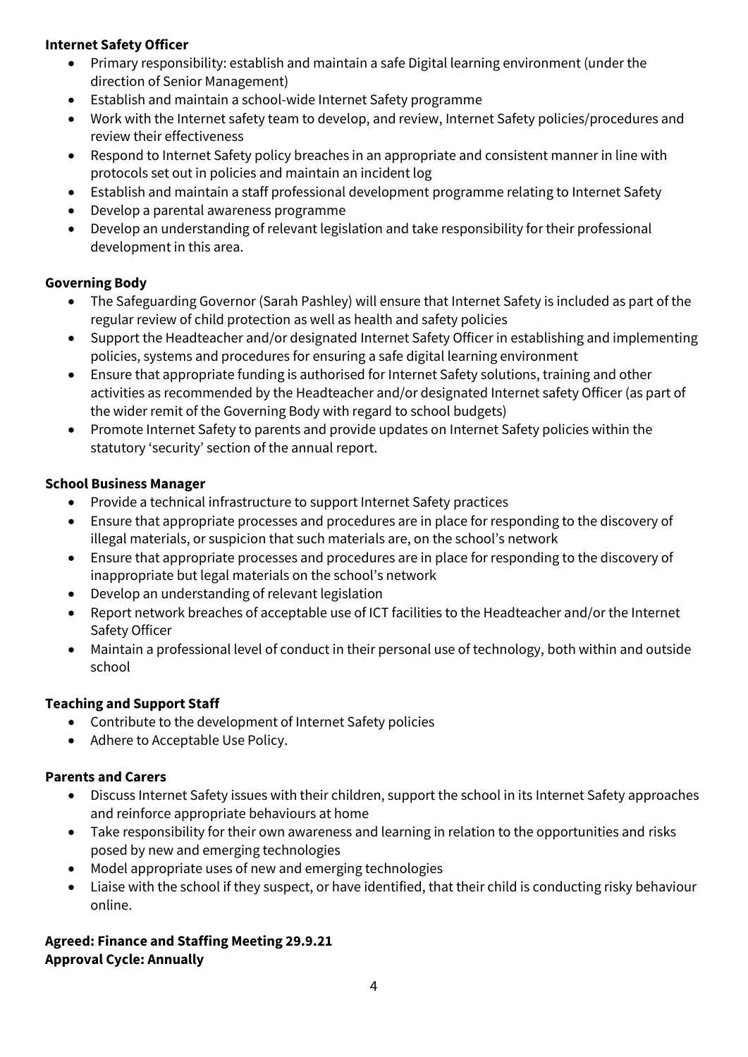**Internet Safety Officer**

- Primary responsibility: establish and maintain a safe Digital learning environment (under the direction of Senior Management)
- Establish and maintain a school-wide Internet Safety programme
- Work with the Internet safety team to develop, and review, Internet Safety policies/procedures and review their effectiveness
- Respond to Internet Safety policy breaches in an appropriate and consistent manner in line with protocols set out in policies and maintain an incident log
- Establish and maintain a staff professional development programme relating to Internet Safety
- Develop a parental awareness programme
- Develop an understanding of relevant legislation and take responsibility for their professional development in this area.

**Governing Body**

- The Safeguarding Governor (Sarah Pashley) will ensure that Internet Safety is included as part of the regular review of child protection as well as health and safety policies
- Support the Headteacher and/or designated Internet Safety Officer in establishing and implementing policies, systems and procedures for ensuring a safe digital learning environment
- Ensure that appropriate funding is authorised for Internet Safety solutions, training and other activities as recommended by the Headteacher and/or designated Internet safety Officer (as part of the wider remit of the Governing Body with regard to school budgets)
- Promote Internet Safety to parents and provide updates on Internet Safety policies within the statutory 'security' section of the annual report.

**School Business Manager**

- Provide a technical infrastructure to support Internet Safety practices
- Ensure that appropriate processes and procedures are in place for responding to the discovery of illegal materials, or suspicion that such materials are, on the school's network
- Ensure that appropriate processes and procedures are in place for responding to the discovery of inappropriate but legal materials on the school's network
- Develop an understanding of relevant legislation
- Report network breaches of acceptable use of ICT facilities to the Headteacher and/or the Internet Safety Officer
- Maintain a professional level of conduct in their personal use of technology, both within and outside school

**Teaching and Support Staff**

- Contribute to the development of Internet Safety policies
- Adhere to Acceptable Use Policy.

**Parents and Carers**

- Discuss Internet Safety issues with their children, support the school in its Internet Safety approaches and reinforce appropriate behaviours at home
- Take responsibility for their own awareness and learning in relation to the opportunities and risks posed by new and emerging technologies
- Model appropriate uses of new and emerging technologies
- Liaise with the school if they suspect, or have identified, that their child is conducting risky behaviour online.

**Agreed: Finance and Staffing Meeting 29.9.21**
**Approval Cycle: Annually**